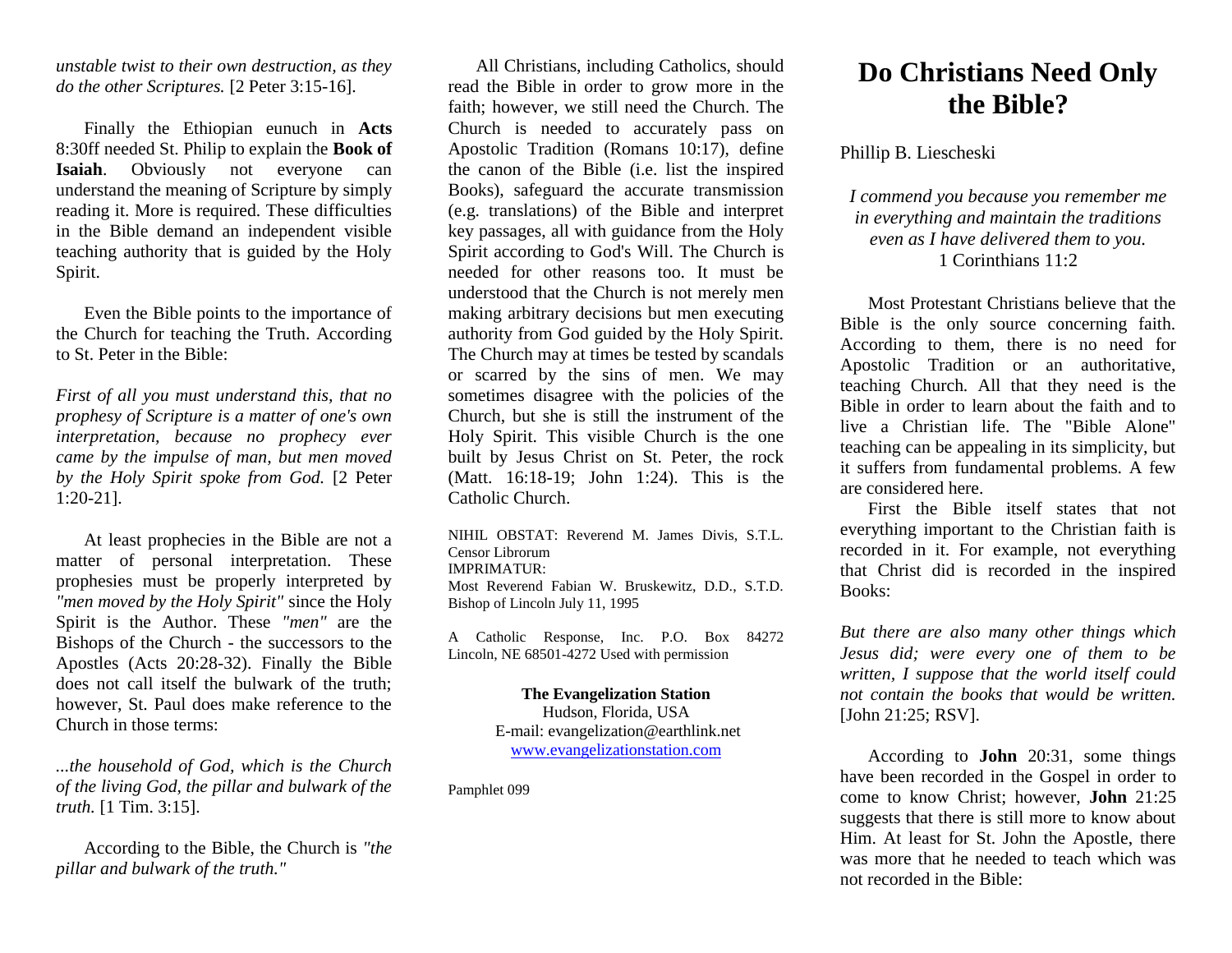*unstable twist to their own destruction, as they do the other Scriptures.* [2 Peter 3:15-16].

Finally the Ethiopian eunuch in **Acts** 8:30ff needed St. Philip to explain the **Book of Isaiah**. Obviously not everyone can understand the meaning of Scripture by simply reading it. More is required. These difficulties in the Bible demand an independent visible teaching authority that is guided by the Holy Spirit.

Even the Bible points to the importance of the Church for teaching the Truth. According to St. Peter in the Bible:

*First of all you must understand this, that no prophesy of Scripture is a matter of one's own interpretation, because no prophecy ever came by the impulse of man, but men moved by the Holy Spirit spoke from God.* [2 Peter 1:20-21].

At least prophecies in the Bible are not a matter of personal interpretation. These prophesies must be properly interpreted by *"men moved by the Holy Spirit"* since the Holy Spirit is the Author. These *"men"* are the Bishops of the Church - the successors to the Apostles (Acts 20:28-32). Finally the Bible does not call itself the bulwark of the truth; however, St. Paul does make reference to the Church in those terms:

*...the household of God, which is the Church of the living God, the pillar and bulwark of the truth.* [1 Tim. 3:15].

According to the Bible, the Church is *"the pillar and bulwark of the truth."*

All Christians, including Catholics, should read the Bible in order to grow more in the faith; however, we still need the Church. The Church is needed to accurately pass on Apostolic Tradition (Romans 10:17), define the canon of the Bible (i.e. list the inspired Books), safeguard the accurate transmission (e.g. translations) of the Bible and interpret key passages, all with guidance from the Holy Spirit according to God's Will. The Church is needed for other reasons too. It must be understood that the Church is not merely men making arbitrary decisions but men executing authority from God guided by the Holy Spirit. The Church may at times be tested by scandals or scarred by the sins of men. We may sometimes disagree with the policies of the Church, but she is still the instrument of the Holy Spirit. This visible Church is the one built by Jesus Christ on St. Peter, the rock (Matt. 16:18-19; John 1:24). This is the Catholic Church.

NIHIL OBSTAT: Reverend M. James Divis, S.T.L. Censor Librorum
IMPRIMATUR:
Most Reverend Fabian W. Bruskewitz, D.D., S.T.D. Bishop of Lincoln July 11, 1995

A Catholic Response, Inc. P.O. Box 84272 Lincoln, NE 68501-4272 Used with permission

**The Evangelization Station**
Hudson, Florida, USA
E-mail: evangelization@earthlink.net
www.evangelizationstation.com

Pamphlet 099

# Do Christians Need Only the Bible?

Phillip B. Liescheski

*I commend you because you remember me in everything and maintain the traditions even as I have delivered them to you.*
1 Corinthians 11:2

Most Protestant Christians believe that the Bible is the only source concerning faith. According to them, there is no need for Apostolic Tradition or an authoritative, teaching Church. All that they need is the Bible in order to learn about the faith and to live a Christian life. The "Bible Alone" teaching can be appealing in its simplicity, but it suffers from fundamental problems. A few are considered here.

First the Bible itself states that not everything important to the Christian faith is recorded in it. For example, not everything that Christ did is recorded in the inspired Books:

*But there are also many other things which Jesus did; were every one of them to be written, I suppose that the world itself could not contain the books that would be written.* [John 21:25; RSV].

According to **John** 20:31, some things have been recorded in the Gospel in order to come to know Christ; however, **John** 21:25 suggests that there is still more to know about Him. At least for St. John the Apostle, there was more that he needed to teach which was not recorded in the Bible: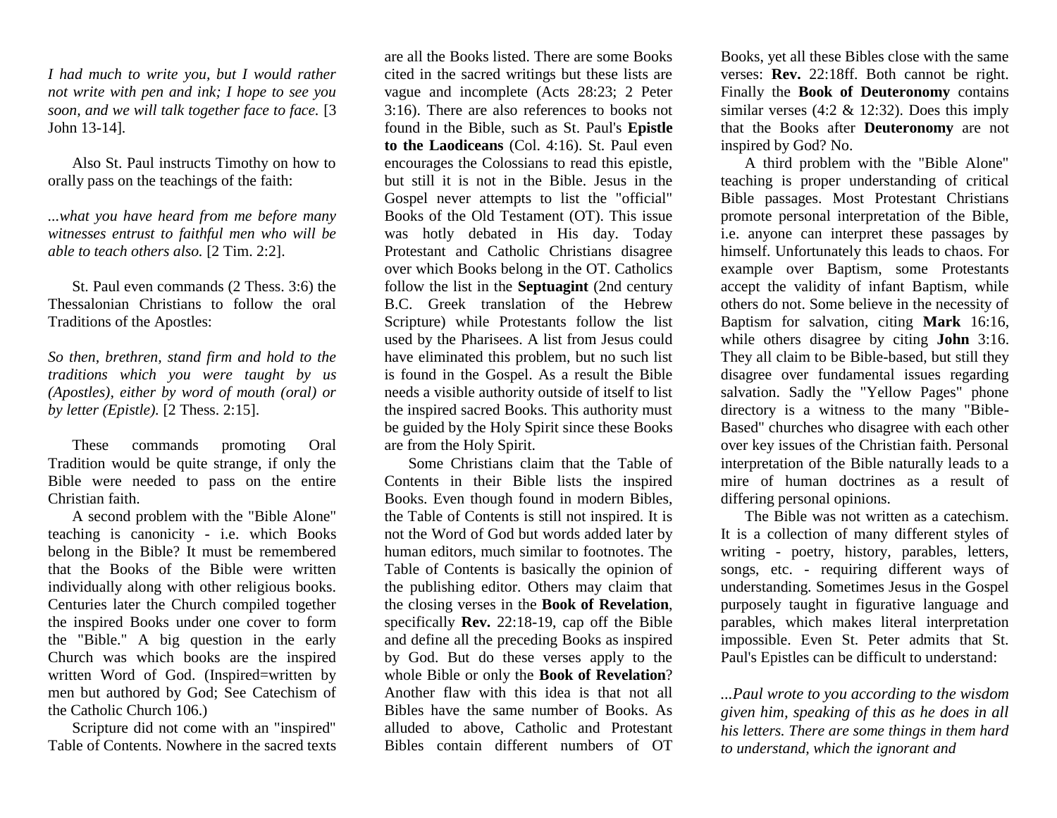*I had much to write you, but I would rather not write with pen and ink; I hope to see you soon, and we will talk together face to face.* [3 John 13-14].

Also St. Paul instructs Timothy on how to orally pass on the teachings of the faith:

*...what you have heard from me before many witnesses entrust to faithful men who will be able to teach others also.* [2 Tim. 2:2].

St. Paul even commands (2 Thess. 3:6) the Thessalonian Christians to follow the oral Traditions of the Apostles:

*So then, brethren, stand firm and hold to the traditions which you were taught by us (Apostles), either by word of mouth (oral) or by letter (Epistle).* [2 Thess. 2:15].

These commands promoting Oral Tradition would be quite strange, if only the Bible were needed to pass on the entire Christian faith.

A second problem with the "Bible Alone" teaching is canonicity - i.e. which Books belong in the Bible? It must be remembered that the Books of the Bible were written individually along with other religious books. Centuries later the Church compiled together the inspired Books under one cover to form the "Bible." A big question in the early Church was which books are the inspired written Word of God. (Inspired=written by men but authored by God; See Catechism of the Catholic Church 106.)

Scripture did not come with an "inspired" Table of Contents. Nowhere in the sacred texts are all the Books listed. There are some Books cited in the sacred writings but these lists are vague and incomplete (Acts 28:23; 2 Peter 3:16). There are also references to books not found in the Bible, such as St. Paul's **Epistle to the Laodiceans** (Col. 4:16). St. Paul even encourages the Colossians to read this epistle, but still it is not in the Bible. Jesus in the Gospel never attempts to list the "official" Books of the Old Testament (OT). This issue was hotly debated in His day. Today Protestant and Catholic Christians disagree over which Books belong in the OT. Catholics follow the list in the **Septuagint** (2nd century B.C. Greek translation of the Hebrew Scripture) while Protestants follow the list used by the Pharisees. A list from Jesus could have eliminated this problem, but no such list is found in the Gospel. As a result the Bible needs a visible authority outside of itself to list the inspired sacred Books. This authority must be guided by the Holy Spirit since these Books are from the Holy Spirit.

Some Christians claim that the Table of Contents in their Bible lists the inspired Books. Even though found in modern Bibles, the Table of Contents is still not inspired. It is not the Word of God but words added later by human editors, much similar to footnotes. The Table of Contents is basically the opinion of the publishing editor. Others may claim that the closing verses in the **Book of Revelation**, specifically **Rev.** 22:18-19, cap off the Bible and define all the preceding Books as inspired by God. But do these verses apply to the whole Bible or only the **Book of Revelation**? Another flaw with this idea is that not all Bibles have the same number of Books. As alluded to above, Catholic and Protestant Bibles contain different numbers of OT Books, yet all these Bibles close with the same verses: **Rev.** 22:18ff. Both cannot be right. Finally the **Book of Deuteronomy** contains similar verses (4:2 & 12:32). Does this imply that the Books after **Deuteronomy** are not inspired by God? No.

A third problem with the "Bible Alone" teaching is proper understanding of critical Bible passages. Most Protestant Christians promote personal interpretation of the Bible, i.e. anyone can interpret these passages by himself. Unfortunately this leads to chaos. For example over Baptism, some Protestants accept the validity of infant Baptism, while others do not. Some believe in the necessity of Baptism for salvation, citing **Mark** 16:16, while others disagree by citing **John** 3:16. They all claim to be Bible-based, but still they disagree over fundamental issues regarding salvation. Sadly the "Yellow Pages" phone directory is a witness to the many "Bible-Based" churches who disagree with each other over key issues of the Christian faith. Personal interpretation of the Bible naturally leads to a mire of human doctrines as a result of differing personal opinions.

The Bible was not written as a catechism. It is a collection of many different styles of writing - poetry, history, parables, letters, songs, etc. - requiring different ways of understanding. Sometimes Jesus in the Gospel purposely taught in figurative language and parables, which makes literal interpretation impossible. Even St. Peter admits that St. Paul's Epistles can be difficult to understand:

*...Paul wrote to you according to the wisdom given him, speaking of this as he does in all his letters. There are some things in them hard to understand, which the ignorant and*